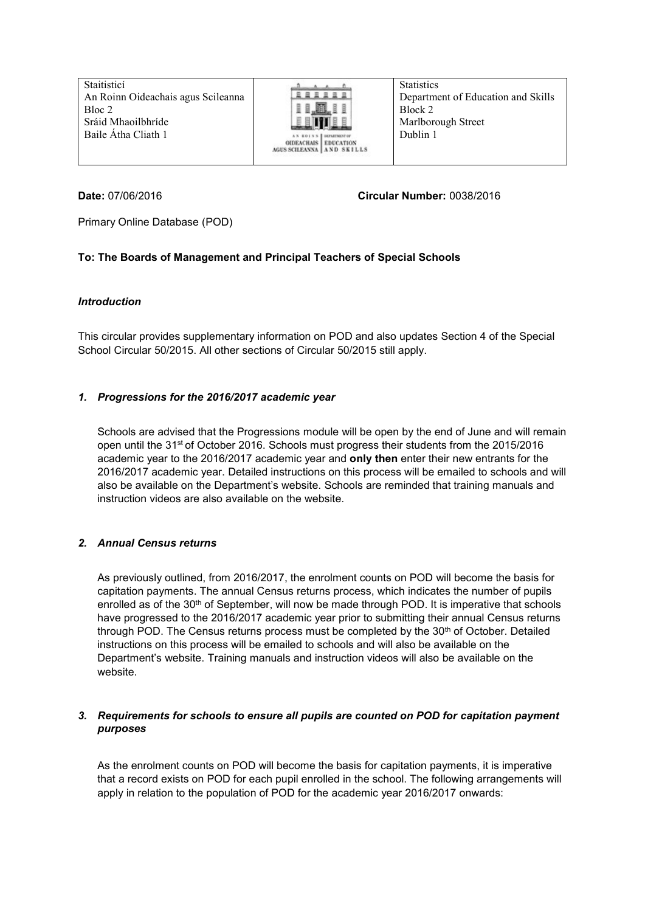| Staitisticí<br>An Roinn Oideachais agus Scileanna<br>Bloc 2<br>Sráid Mhaoilbhríde<br>Baile Átha Cliath 1 | AN ROINN OIDEACHAIS AGUS SCILEANNA \| DEPARTMENT OF EDUCATION AND SKILLS | Statistics<br>Department of Education and Skills<br>Block 2<br>Marlborough Street<br>Dublin 1 |
|---|---|---|

**Date:** 07/06/2016 **Circular Number:** 0038/2016

Primary Online Database (POD)

**To: The Boards of Management and Principal Teachers of Special Schools**

***Introduction***

This circular provides supplementary information on POD and also updates Section 4 of the Special School Circular 50/2015. All other sections of Circular 50/2015 still apply.

## *1. Progressions for the 2016/2017 academic year*

Schools are advised that the Progressions module will be open by the end of June and will remain open until the 31st of October 2016. Schools must progress their students from the 2015/2016 academic year to the 2016/2017 academic year and **only then** enter their new entrants for the 2016/2017 academic year. Detailed instructions on this process will be emailed to schools and will also be available on the Department's website. Schools are reminded that training manuals and instruction videos are also available on the website.

## *2. Annual Census returns*

As previously outlined, from 2016/2017, the enrolment counts on POD will become the basis for capitation payments. The annual Census returns process, which indicates the number of pupils enrolled as of the 30th of September, will now be made through POD. It is imperative that schools have progressed to the 2016/2017 academic year prior to submitting their annual Census returns through POD. The Census returns process must be completed by the 30th of October. Detailed instructions on this process will be emailed to schools and will also be available on the Department's website. Training manuals and instruction videos will also be available on the website.

## *3. Requirements for schools to ensure all pupils are counted on POD for capitation payment purposes*

As the enrolment counts on POD will become the basis for capitation payments, it is imperative that a record exists on POD for each pupil enrolled in the school. The following arrangements will apply in relation to the population of POD for the academic year 2016/2017 onwards: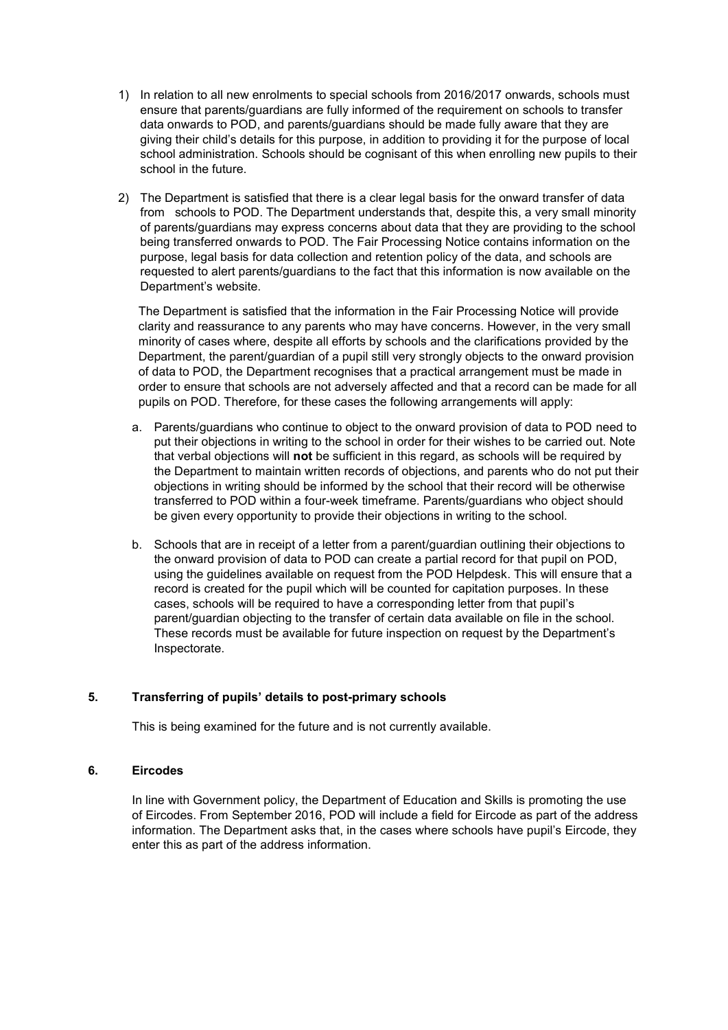1) In relation to all new enrolments to special schools from 2016/2017 onwards, schools must ensure that parents/guardians are fully informed of the requirement on schools to transfer data onwards to POD, and parents/guardians should be made fully aware that they are giving their child's details for this purpose, in addition to providing it for the purpose of local school administration. Schools should be cognisant of this when enrolling new pupils to their school in the future.

2) The Department is satisfied that there is a clear legal basis for the onward transfer of data from schools to POD. The Department understands that, despite this, a very small minority of parents/guardians may express concerns about data that they are providing to the school being transferred onwards to POD. The Fair Processing Notice contains information on the purpose, legal basis for data collection and retention policy of the data, and schools are requested to alert parents/guardians to the fact that this information is now available on the Department's website.

   The Department is satisfied that the information in the Fair Processing Notice will provide clarity and reassurance to any parents who may have concerns. However, in the very small minority of cases where, despite all efforts by schools and the clarifications provided by the Department, the parent/guardian of a pupil still very strongly objects to the onward provision of data to POD, the Department recognises that a practical arrangement must be made in order to ensure that schools are not adversely affected and that a record can be made for all pupils on POD. Therefore, for these cases the following arrangements will apply:

   a. Parents/guardians who continue to object to the onward provision of data to POD need to put their objections in writing to the school in order for their wishes to be carried out. Note that verbal objections will **not** be sufficient in this regard, as schools will be required by the Department to maintain written records of objections, and parents who do not put their objections in writing should be informed by the school that their record will be otherwise transferred to POD within a four-week timeframe. Parents/guardians who object should be given every opportunity to provide their objections in writing to the school.

   b. Schools that are in receipt of a letter from a parent/guardian outlining their objections to the onward provision of data to POD can create a partial record for that pupil on POD, using the guidelines available on request from the POD Helpdesk. This will ensure that a record is created for the pupil which will be counted for capitation purposes. In these cases, schools will be required to have a corresponding letter from that pupil's parent/guardian objecting to the transfer of certain data available on file in the school. These records must be available for future inspection on request by the Department's Inspectorate.

## 5. Transferring of pupils' details to post-primary schools

This is being examined for the future and is not currently available.

## 6. Eircodes

In line with Government policy, the Department of Education and Skills is promoting the use of Eircodes. From September 2016, POD will include a field for Eircode as part of the address information. The Department asks that, in the cases where schools have pupil's Eircode, they enter this as part of the address information.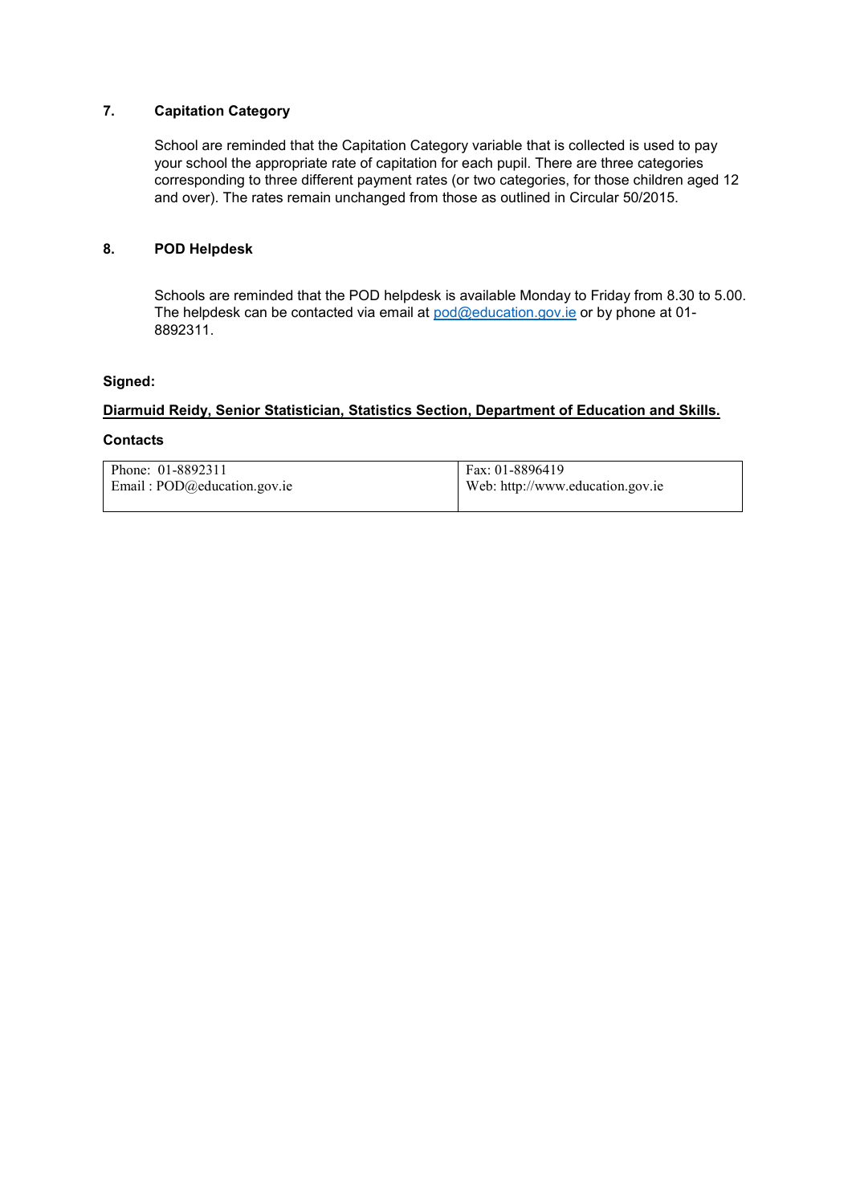## 7. Capitation Category

School are reminded that the Capitation Category variable that is collected is used to pay your school the appropriate rate of capitation for each pupil. There are three categories corresponding to three different payment rates (or two categories, for those children aged 12 and over). The rates remain unchanged from those as outlined in Circular 50/2015.

## 8. POD Helpdesk

Schools are reminded that the POD helpdesk is available Monday to Friday from 8.30 to 5.00. The helpdesk can be contacted via email at pod@education.gov.ie or by phone at 01-8892311.

**Signed:**

**Diarmuid Reidy, Senior Statistician, Statistics Section, Department of Education and Skills.**

**Contacts**

| | |
|---|---|
| Phone: 01-8892311<br>Email : POD@education.gov.ie | Fax: 01-8896419<br>Web: http://www.education.gov.ie |